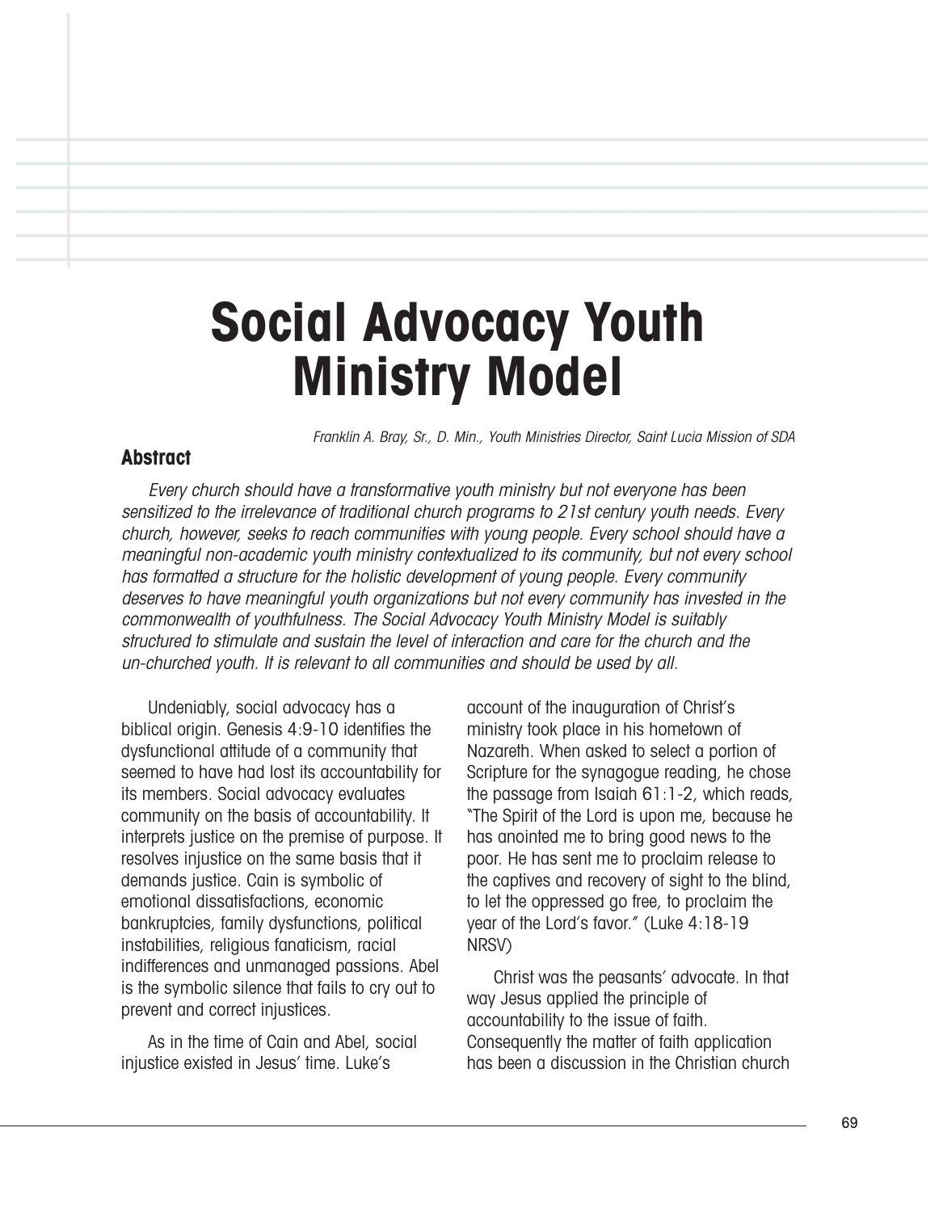# Social Advocacy Youth Ministry Model

*Franklin A. Bray, Sr., D. Min., Youth Ministries Director, Saint Lucia Mission of SDA*

## Abstract

*Every church should have a transformative youth ministry but not everyone has been sensitized to the irrelevance of traditional church programs to 21st century youth needs. Every church, however, seeks to reach communities with young people. Every school should have a meaningful non-academic youth ministry contextualized to its community, but not every school has formatted a structure for the holistic development of young people. Every community deserves to have meaningful youth organizations but not every community has invested in the commonwealth of youthfulness. The Social Advocacy Youth Ministry Model is suitably structured to stimulate and sustain the level of interaction and care for the church and the un-churched youth. It is relevant to all communities and should be used by all.*

Undeniably, social advocacy has a biblical origin. Genesis 4:9-10 identifies the dysfunctional attitude of a community that seemed to have had lost its accountability for its members. Social advocacy evaluates community on the basis of accountability. It interprets justice on the premise of purpose. It resolves injustice on the same basis that it demands justice. Cain is symbolic of emotional dissatisfactions, economic bankruptcies, family dysfunctions, political instabilities, religious fanaticism, racial indifferences and unmanaged passions. Abel is the symbolic silence that fails to cry out to prevent and correct injustices.

As in the time of Cain and Abel, social injustice existed in Jesus' time. Luke's account of the inauguration of Christ's ministry took place in his hometown of Nazareth. When asked to select a portion of Scripture for the synagogue reading, he chose the passage from Isaiah 61:1-2, which reads, "The Spirit of the Lord is upon me, because he has anointed me to bring good news to the poor. He has sent me to proclaim release to the captives and recovery of sight to the blind, to let the oppressed go free, to proclaim the year of the Lord's favor." (Luke 4:18-19 NRSV)

Christ was the peasants' advocate. In that way Jesus applied the principle of accountability to the issue of faith. Consequently the matter of faith application has been a discussion in the Christian church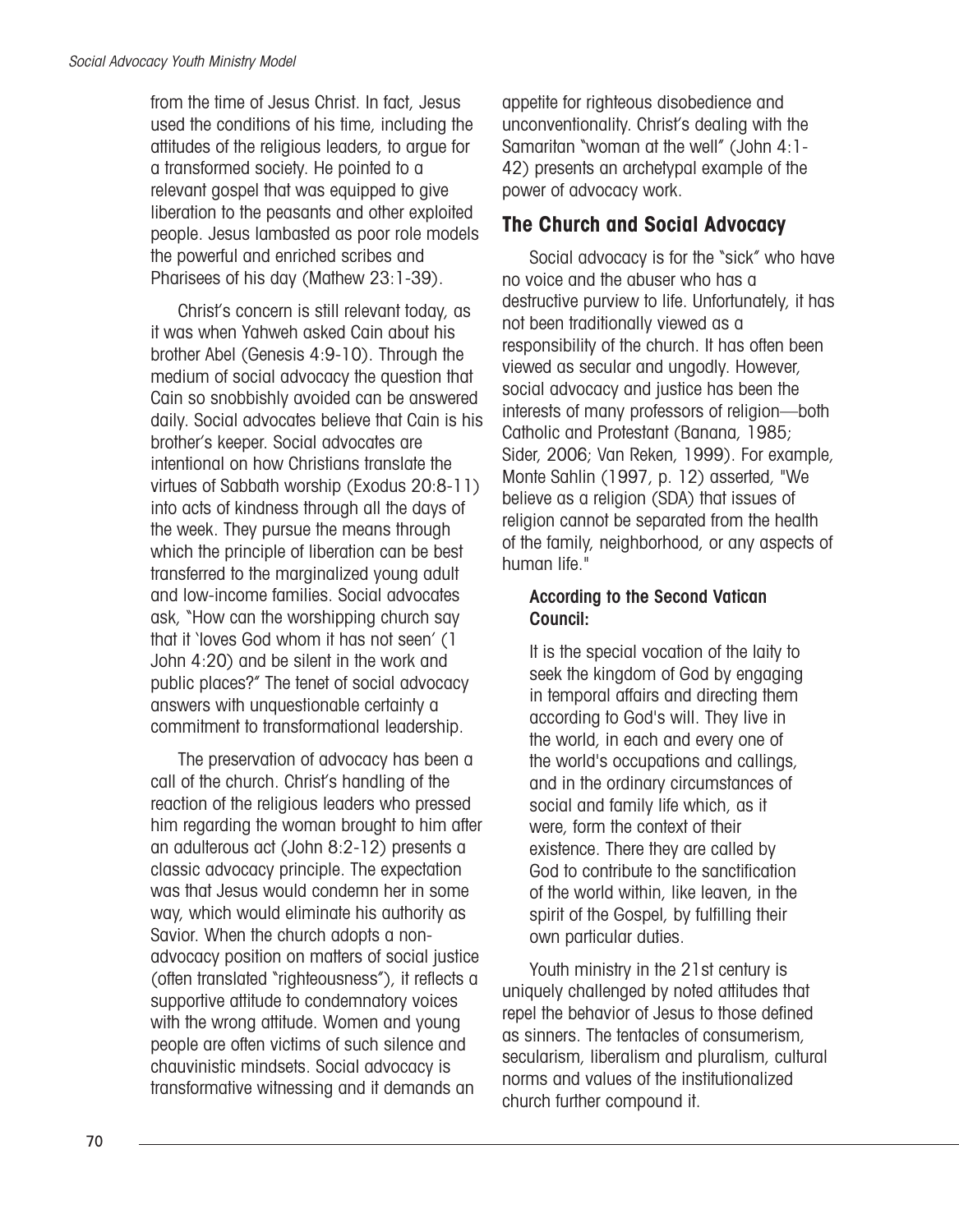from the time of Jesus Christ. In fact, Jesus used the conditions of his time, including the attitudes of the religious leaders, to argue for a transformed society. He pointed to a relevant gospel that was equipped to give liberation to the peasants and other exploited people. Jesus lambasted as poor role models the powerful and enriched scribes and Pharisees of his day (Mathew 23:1-39).

Christ's concern is still relevant today, as it was when Yahweh asked Cain about his brother Abel (Genesis 4:9-10). Through the medium of social advocacy the question that Cain so snobbishly avoided can be answered daily. Social advocates believe that Cain is his brother's keeper. Social advocates are intentional on how Christians translate the virtues of Sabbath worship (Exodus 20:8-11) into acts of kindness through all the days of the week. They pursue the means through which the principle of liberation can be best transferred to the marginalized young adult and low-income families. Social advocates ask, "How can the worshipping church say that it 'loves God whom it has not seen' (1 John 4:20) and be silent in the work and public places?" The tenet of social advocacy answers with unquestionable certainty a commitment to transformational leadership.

The preservation of advocacy has been a call of the church. Christ's handling of the reaction of the religious leaders who pressed him regarding the woman brought to him after an adulterous act (John 8:2-12) presents a classic advocacy principle. The expectation was that Jesus would condemn her in some way, which would eliminate his authority as Savior. When the church adopts a non-advocacy position on matters of social justice (often translated "righteousness"), it reflects a supportive attitude to condemnatory voices with the wrong attitude. Women and young people are often victims of such silence and chauvinistic mindsets. Social advocacy is transformative witnessing and it demands an appetite for righteous disobedience and unconventionality. Christ's dealing with the Samaritan "woman at the well" (John 4:1-42) presents an archetypal example of the power of advocacy work.

## The Church and Social Advocacy

Social advocacy is for the "sick" who have no voice and the abuser who has a destructive purview to life. Unfortunately, it has not been traditionally viewed as a responsibility of the church. It has often been viewed as secular and ungodly. However, social advocacy and justice has been the interests of many professors of religion—both Catholic and Protestant (Banana, 1985; Sider, 2006; Van Reken, 1999). For example, Monte Sahlin (1997, p. 12) asserted, "We believe as a religion (SDA) that issues of religion cannot be separated from the health of the family, neighborhood, or any aspects of human life."

> **According to the Second Vatican Council:**
>
> It is the special vocation of the laity to seek the kingdom of God by engaging in temporal affairs and directing them according to God's will. They live in the world, in each and every one of the world's occupations and callings, and in the ordinary circumstances of social and family life which, as it were, form the context of their existence. There they are called by God to contribute to the sanctification of the world within, like leaven, in the spirit of the Gospel, by fulfilling their own particular duties.

Youth ministry in the 21st century is uniquely challenged by noted attitudes that repel the behavior of Jesus to those defined as sinners. The tentacles of consumerism, secularism, liberalism and pluralism, cultural norms and values of the institutionalized church further compound it.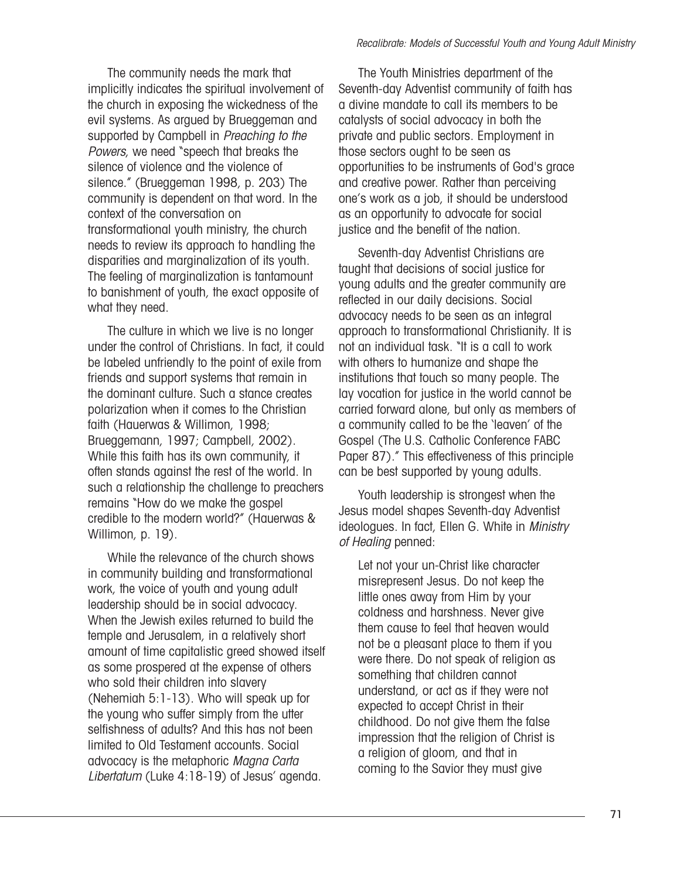The community needs the mark that implicitly indicates the spiritual involvement of the church in exposing the wickedness of the evil systems. As argued by Brueggeman and supported by Campbell in *Preaching to the Powers*, we need "speech that breaks the silence of violence and the violence of silence." (Brueggeman 1998, p. 203) The community is dependent on that word. In the context of the conversation on transformational youth ministry, the church needs to review its approach to handling the disparities and marginalization of its youth. The feeling of marginalization is tantamount to banishment of youth, the exact opposite of what they need.

The culture in which we live is no longer under the control of Christians. In fact, it could be labeled unfriendly to the point of exile from friends and support systems that remain in the dominant culture. Such a stance creates polarization when it comes to the Christian faith (Hauerwas & Willimon, 1998; Brueggemann, 1997; Campbell, 2002). While this faith has its own community, it often stands against the rest of the world. In such a relationship the challenge to preachers remains "How do we make the gospel credible to the modern world?" (Hauerwas & Willimon, p. 19).

While the relevance of the church shows in community building and transformational work, the voice of youth and young adult leadership should be in social advocacy. When the Jewish exiles returned to build the temple and Jerusalem, in a relatively short amount of time capitalistic greed showed itself as some prospered at the expense of others who sold their children into slavery (Nehemiah 5:1-13). Who will speak up for the young who suffer simply from the utter selfishness of adults? And this has not been limited to Old Testament accounts. Social advocacy is the metaphoric *Magna Carta Libertatum* (Luke 4:18-19) of Jesus' agenda.

The Youth Ministries department of the Seventh-day Adventist community of faith has a divine mandate to call its members to be catalysts of social advocacy in both the private and public sectors. Employment in those sectors ought to be seen as opportunities to be instruments of God's grace and creative power. Rather than perceiving one's work as a job, it should be understood as an opportunity to advocate for social justice and the benefit of the nation.

Seventh-day Adventist Christians are taught that decisions of social justice for young adults and the greater community are reflected in our daily decisions. Social advocacy needs to be seen as an integral approach to transformational Christianity. It is not an individual task. "It is a call to work with others to humanize and shape the institutions that touch so many people. The lay vocation for justice in the world cannot be carried forward alone, but only as members of a community called to be the 'leaven' of the Gospel (The U.S. Catholic Conference FABC Paper 87)." This effectiveness of this principle can be best supported by young adults.

Youth leadership is strongest when the Jesus model shapes Seventh-day Adventist ideologues. In fact, Ellen G. White in *Ministry of Healing* penned:

> Let not your un-Christ like character misrepresent Jesus. Do not keep the little ones away from Him by your coldness and harshness. Never give them cause to feel that heaven would not be a pleasant place to them if you were there. Do not speak of religion as something that children cannot understand, or act as if they were not expected to accept Christ in their childhood. Do not give them the false impression that the religion of Christ is a religion of gloom, and that in coming to the Savior they must give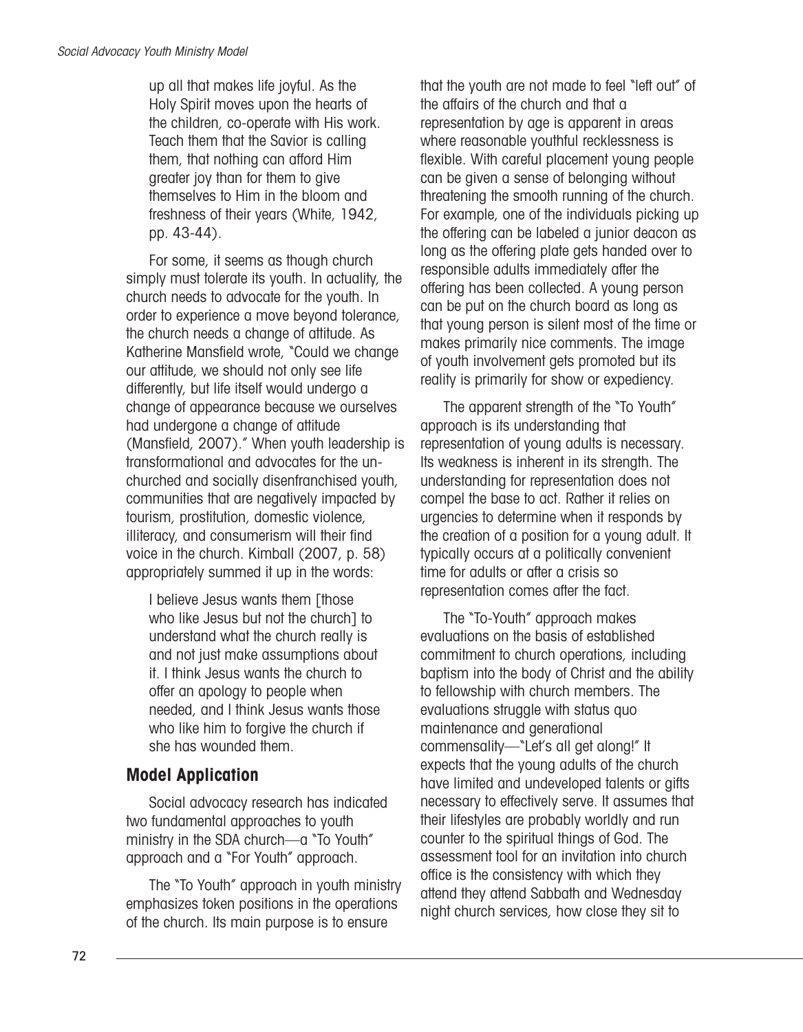> up all that makes life joyful. As the Holy Spirit moves upon the hearts of the children, co-operate with His work. Teach them that the Savior is calling them, that nothing can afford Him greater joy than for them to give themselves to Him in the bloom and freshness of their years (White, 1942, pp. 43-44).

For some, it seems as though church simply must tolerate its youth. In actuality, the church needs to advocate for the youth. In order to experience a move beyond tolerance, the church needs a change of attitude. As Katherine Mansfield wrote, "Could we change our attitude, we should not only see life differently, but life itself would undergo a change of appearance because we ourselves had undergone a change of attitude (Mansfield, 2007)." When youth leadership is transformational and advocates for the un-churched and socially disenfranchised youth, communities that are negatively impacted by tourism, prostitution, domestic violence, illiteracy, and consumerism will their find voice in the church. Kimball (2007, p. 58) appropriately summed it up in the words:

> I believe Jesus wants them [those who like Jesus but not the church] to understand what the church really is and not just make assumptions about it. I think Jesus wants the church to offer an apology to people when needed, and I think Jesus wants those who like him to forgive the church if she has wounded them.

## Model Application

Social advocacy research has indicated two fundamental approaches to youth ministry in the SDA church—a "To Youth" approach and a "For Youth" approach.

The "To Youth" approach in youth ministry emphasizes token positions in the operations of the church. Its main purpose is to ensure that the youth are not made to feel "left out" of the affairs of the church and that a representation by age is apparent in areas where reasonable youthful recklessness is flexible. With careful placement young people can be given a sense of belonging without threatening the smooth running of the church. For example, one of the individuals picking up the offering can be labeled a junior deacon as long as the offering plate gets handed over to responsible adults immediately after the offering has been collected. A young person can be put on the church board as long as that young person is silent most of the time or makes primarily nice comments. The image of youth involvement gets promoted but its reality is primarily for show or expediency.

The apparent strength of the "To Youth" approach is its understanding that representation of young adults is necessary. Its weakness is inherent in its strength. The understanding for representation does not compel the base to act. Rather it relies on urgencies to determine when it responds by the creation of a position for a young adult. It typically occurs at a politically convenient time for adults or after a crisis so representation comes after the fact.

The "To-Youth" approach makes evaluations on the basis of established commitment to church operations, including baptism into the body of Christ and the ability to fellowship with church members. The evaluations struggle with status quo maintenance and generational commensality—"Let's all get along!" It expects that the young adults of the church have limited and undeveloped talents or gifts necessary to effectively serve. It assumes that their lifestyles are probably worldly and run counter to the spiritual things of God. The assessment tool for an invitation into church office is the consistency with which they attend they attend Sabbath and Wednesday night church services, how close they sit to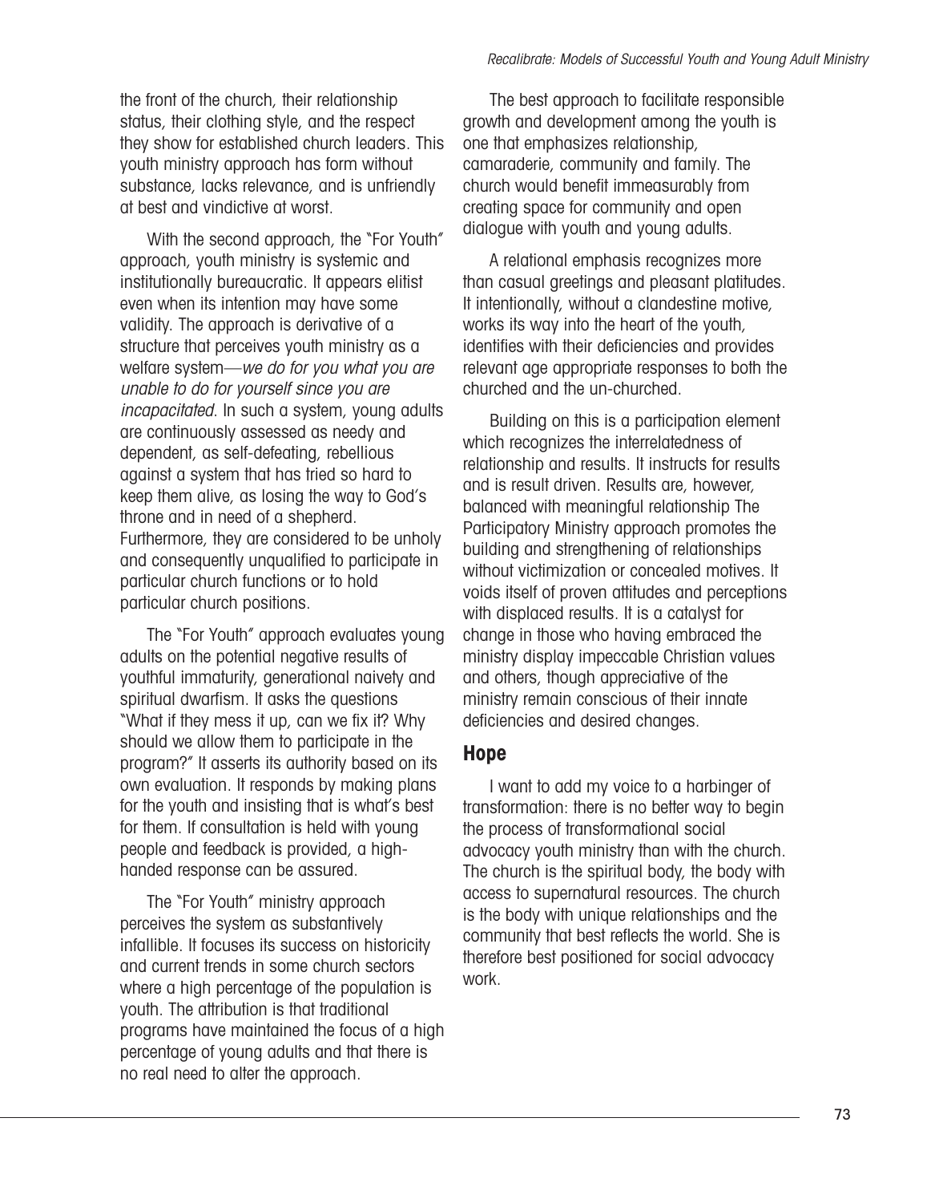the front of the church, their relationship status, their clothing style, and the respect they show for established church leaders. This youth ministry approach has form without substance, lacks relevance, and is unfriendly at best and vindictive at worst.

With the second approach, the "For Youth" approach, youth ministry is systemic and institutionally bureaucratic. It appears elitist even when its intention may have some validity. The approach is derivative of a structure that perceives youth ministry as a welfare system—*we do for you what you are unable to do for yourself since you are incapacitated*. In such a system, young adults are continuously assessed as needy and dependent, as self-defeating, rebellious against a system that has tried so hard to keep them alive, as losing the way to God's throne and in need of a shepherd. Furthermore, they are considered to be unholy and consequently unqualified to participate in particular church functions or to hold particular church positions.

The "For Youth" approach evaluates young adults on the potential negative results of youthful immaturity, generational naivety and spiritual dwarfism. It asks the questions "What if they mess it up, can we fix it? Why should we allow them to participate in the program?" It asserts its authority based on its own evaluation. It responds by making plans for the youth and insisting that is what's best for them. If consultation is held with young people and feedback is provided, a high-handed response can be assured.

The "For Youth" ministry approach perceives the system as substantively infallible. It focuses its success on historicity and current trends in some church sectors where a high percentage of the population is youth. The attribution is that traditional programs have maintained the focus of a high percentage of young adults and that there is no real need to alter the approach.

The best approach to facilitate responsible growth and development among the youth is one that emphasizes relationship, camaraderie, community and family. The church would benefit immeasurably from creating space for community and open dialogue with youth and young adults.

A relational emphasis recognizes more than casual greetings and pleasant platitudes. It intentionally, without a clandestine motive, works its way into the heart of the youth, identifies with their deficiencies and provides relevant age appropriate responses to both the churched and the un-churched.

Building on this is a participation element which recognizes the interrelatedness of relationship and results. It instructs for results and is result driven. Results are, however, balanced with meaningful relationship The Participatory Ministry approach promotes the building and strengthening of relationships without victimization or concealed motives. It voids itself of proven attitudes and perceptions with displaced results. It is a catalyst for change in those who having embraced the ministry display impeccable Christian values and others, though appreciative of the ministry remain conscious of their innate deficiencies and desired changes.

## Hope

I want to add my voice to a harbinger of transformation: there is no better way to begin the process of transformational social advocacy youth ministry than with the church. The church is the spiritual body, the body with access to supernatural resources. The church is the body with unique relationships and the community that best reflects the world. She is therefore best positioned for social advocacy work.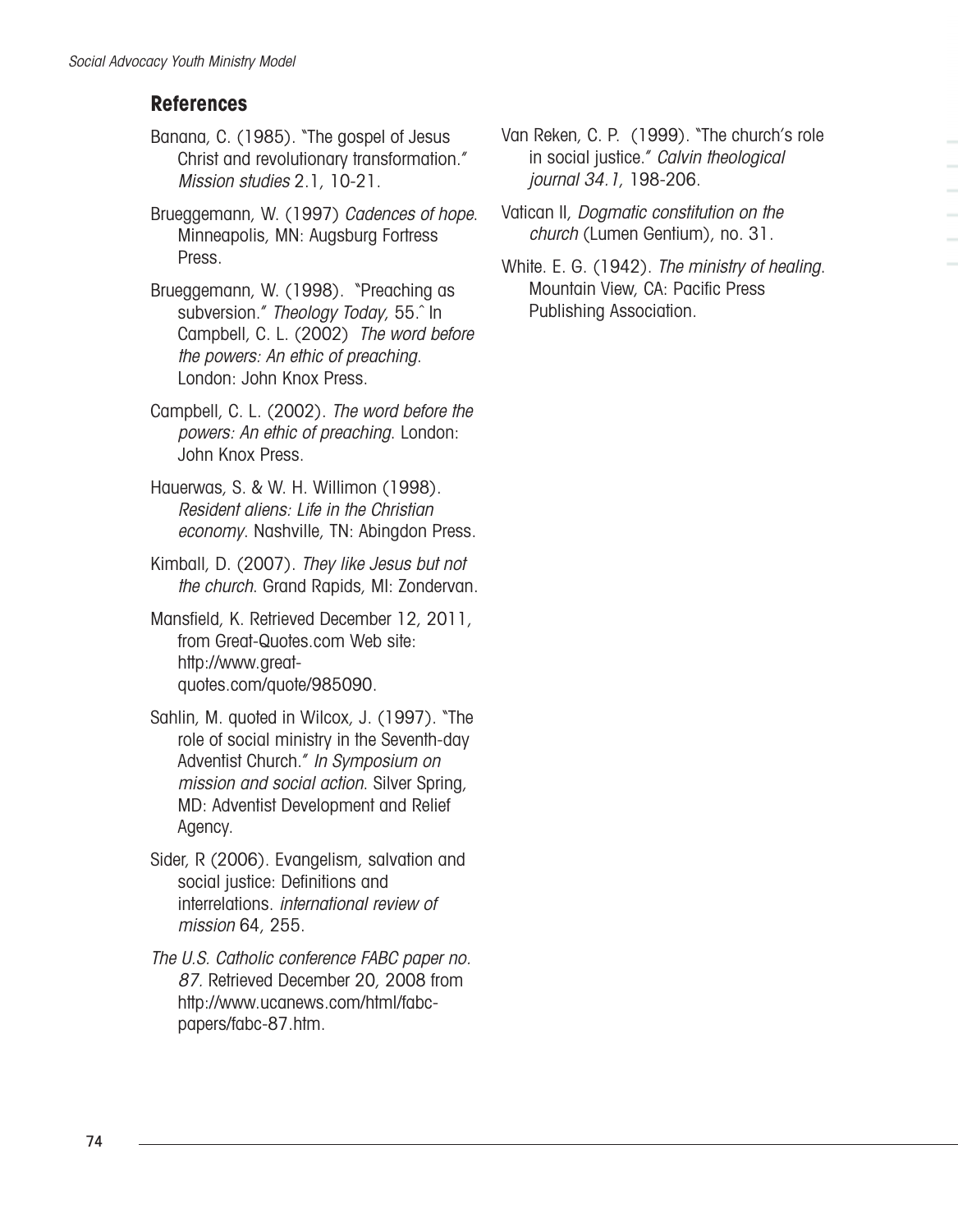## References

Banana, C. (1985). "The gospel of Jesus Christ and revolutionary transformation." *Mission studies* 2.1, 10-21.

Brueggemann, W. (1997) *Cadences of hope*. Minneapolis, MN: Augsburg Fortress Press.

Brueggemann, W. (1998). "Preaching as subversion." *Theology Today*, 55.ˆ In Campbell, C. L. (2002) *The word before the powers: An ethic of preaching*. London: John Knox Press.

Campbell, C. L. (2002). *The word before the powers: An ethic of preaching*. London: John Knox Press.

Hauerwas, S. & W. H. Willimon (1998). *Resident aliens: Life in the Christian economy*. Nashville, TN: Abingdon Press.

Kimball, D. (2007). *They like Jesus but not the church*. Grand Rapids, MI: Zondervan.

Mansfield, K. Retrieved December 12, 2011, from Great-Quotes.com Web site: http://www.great-quotes.com/quote/985090.

Sahlin, M. quoted in Wilcox, J. (1997). "The role of social ministry in the Seventh-day Adventist Church." *In Symposium on mission and social action.* Silver Spring, MD: Adventist Development and Relief Agency.

Sider, R (2006). Evangelism, salvation and social justice: Definitions and interrelations. *international review of mission* 64, 255.

*The U.S. Catholic conference FABC paper no. 87.* Retrieved December 20, 2008 from http://www.ucanews.com/html/fabc-papers/fabc-87.htm.

Van Reken, C. P. (1999). "The church's role in social justice." *Calvin theological journal 34.1*, 198-206.

Vatican II, *Dogmatic constitution on the church* (Lumen Gentium), no. 31.

White. E. G. (1942). *The ministry of healing*. Mountain View, CA: Pacific Press Publishing Association.